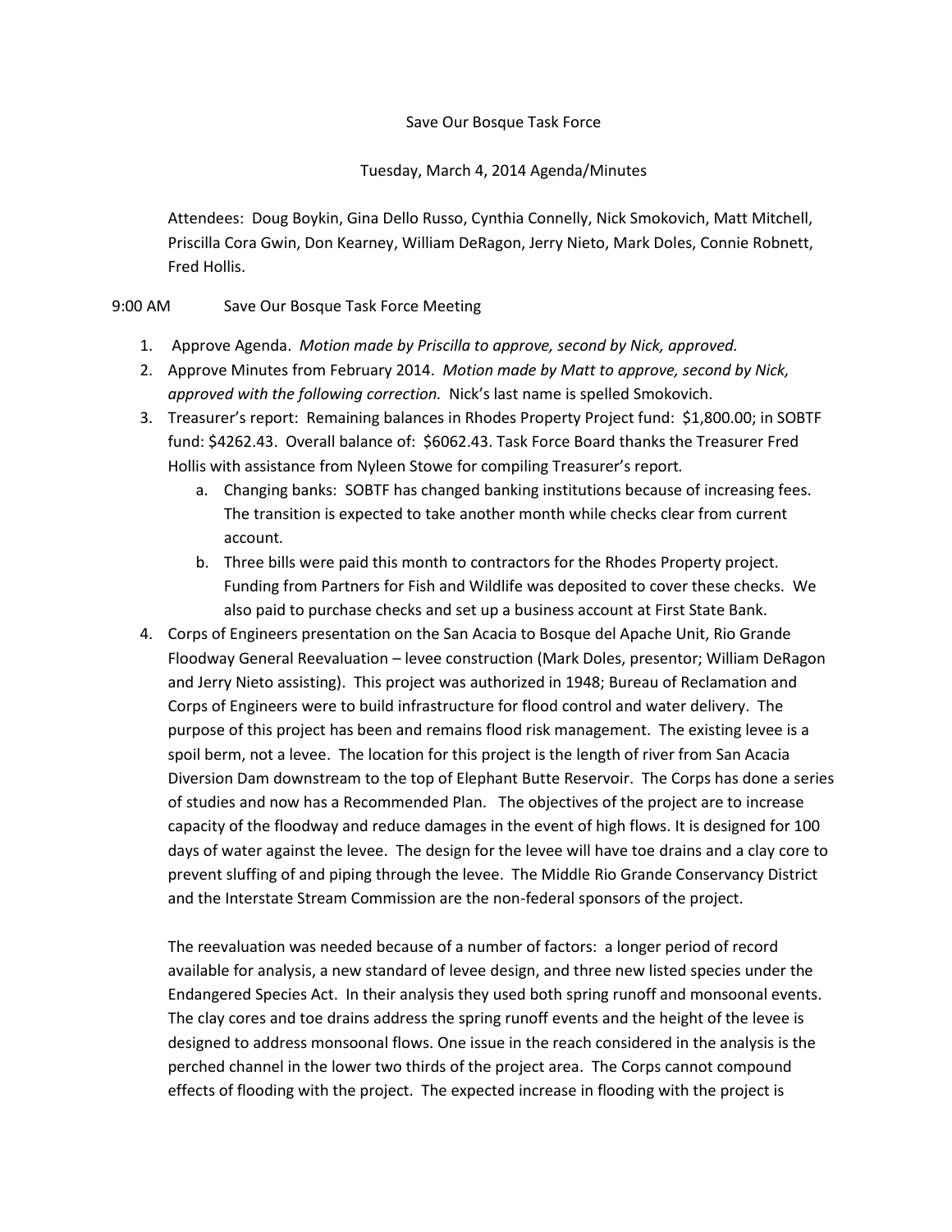Save Our Bosque Task Force

Tuesday, March 4, 2014 Agenda/Minutes

Attendees: Doug Boykin, Gina Dello Russo, Cynthia Connelly, Nick Smokovich, Matt Mitchell, Priscilla Cora Gwin, Don Kearney, William DeRagon, Jerry Nieto, Mark Doles, Connie Robnett, Fred Hollis.

9:00 AM Save Our Bosque Task Force Meeting

1. Approve Agenda. *Motion made by Priscilla to approve, second by Nick, approved.*
2. Approve Minutes from February 2014. *Motion made by Matt to approve, second by Nick, approved with the following correction.* Nick's last name is spelled Smokovich.
3. Treasurer's report: Remaining balances in Rhodes Property Project fund: $1,800.00; in SOBTF fund: $4262.43. Overall balance of: $6062.43. Task Force Board thanks the Treasurer Fred Hollis with assistance from Nyleen Stowe for compiling Treasurer's report.
   a. Changing banks: SOBTF has changed banking institutions because of increasing fees. The transition is expected to take another month while checks clear from current account.
   b. Three bills were paid this month to contractors for the Rhodes Property project. Funding from Partners for Fish and Wildlife was deposited to cover these checks. We also paid to purchase checks and set up a business account at First State Bank.
4. Corps of Engineers presentation on the San Acacia to Bosque del Apache Unit, Rio Grande Floodway General Reevaluation – levee construction (Mark Doles, presentor; William DeRagon and Jerry Nieto assisting). This project was authorized in 1948; Bureau of Reclamation and Corps of Engineers were to build infrastructure for flood control and water delivery. The purpose of this project has been and remains flood risk management. The existing levee is a spoil berm, not a levee. The location for this project is the length of river from San Acacia Diversion Dam downstream to the top of Elephant Butte Reservoir. The Corps has done a series of studies and now has a Recommended Plan. The objectives of the project are to increase capacity of the floodway and reduce damages in the event of high flows. It is designed for 100 days of water against the levee. The design for the levee will have toe drains and a clay core to prevent sluffing of and piping through the levee. The Middle Rio Grande Conservancy District and the Interstate Stream Commission are the non-federal sponsors of the project.

   The reevaluation was needed because of a number of factors: a longer period of record available for analysis, a new standard of levee design, and three new listed species under the Endangered Species Act. In their analysis they used both spring runoff and monsoonal events. The clay cores and toe drains address the spring runoff events and the height of the levee is designed to address monsoonal flows. One issue in the reach considered in the analysis is the perched channel in the lower two thirds of the project area. The Corps cannot compound effects of flooding with the project. The expected increase in flooding with the project is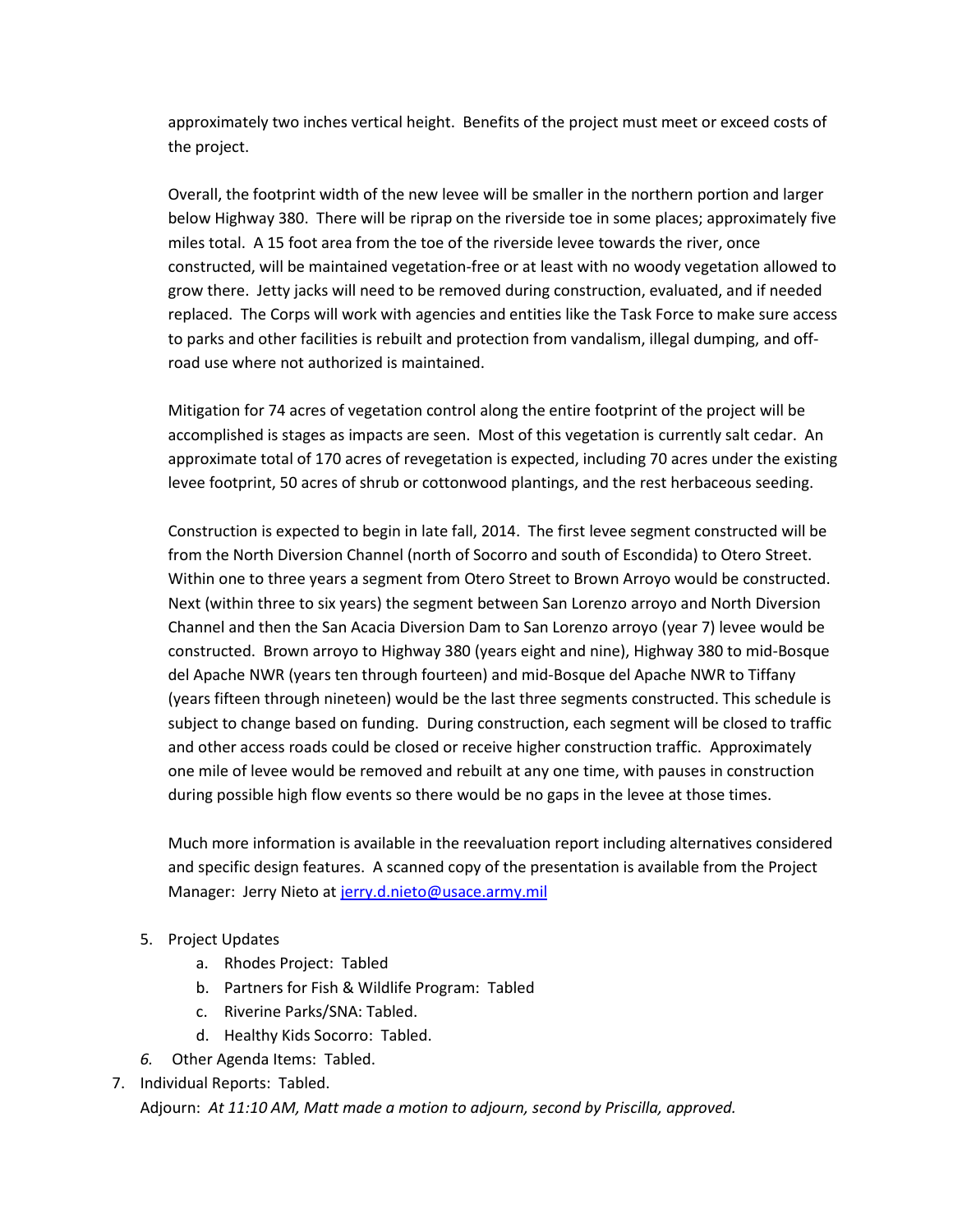approximately two inches vertical height. Benefits of the project must meet or exceed costs of the project.

Overall, the footprint width of the new levee will be smaller in the northern portion and larger below Highway 380. There will be riprap on the riverside toe in some places; approximately five miles total. A 15 foot area from the toe of the riverside levee towards the river, once constructed, will be maintained vegetation-free or at least with no woody vegetation allowed to grow there. Jetty jacks will need to be removed during construction, evaluated, and if needed replaced. The Corps will work with agencies and entities like the Task Force to make sure access to parks and other facilities is rebuilt and protection from vandalism, illegal dumping, and off-road use where not authorized is maintained.

Mitigation for 74 acres of vegetation control along the entire footprint of the project will be accomplished is stages as impacts are seen. Most of this vegetation is currently salt cedar. An approximate total of 170 acres of revegetation is expected, including 70 acres under the existing levee footprint, 50 acres of shrub or cottonwood plantings, and the rest herbaceous seeding.

Construction is expected to begin in late fall, 2014. The first levee segment constructed will be from the North Diversion Channel (north of Socorro and south of Escondida) to Otero Street. Within one to three years a segment from Otero Street to Brown Arroyo would be constructed. Next (within three to six years) the segment between San Lorenzo arroyo and North Diversion Channel and then the San Acacia Diversion Dam to San Lorenzo arroyo (year 7) levee would be constructed. Brown arroyo to Highway 380 (years eight and nine), Highway 380 to mid-Bosque del Apache NWR (years ten through fourteen) and mid-Bosque del Apache NWR to Tiffany (years fifteen through nineteen) would be the last three segments constructed. This schedule is subject to change based on funding. During construction, each segment will be closed to traffic and other access roads could be closed or receive higher construction traffic. Approximately one mile of levee would be removed and rebuilt at any one time, with pauses in construction during possible high flow events so there would be no gaps in the levee at those times.

Much more information is available in the reevaluation report including alternatives considered and specific design features. A scanned copy of the presentation is available from the Project Manager: Jerry Nieto at jerry.d.nieto@usace.army.mil

5. Project Updates
   a. Rhodes Project: Tabled
   b. Partners for Fish & Wildlife Program: Tabled
   c. Riverine Parks/SNA: Tabled.
   d. Healthy Kids Socorro: Tabled.
6. Other Agenda Items: Tabled.

7. Individual Reports: Tabled.

Adjourn: *At 11:10 AM, Matt made a motion to adjourn, second by Priscilla, approved.*